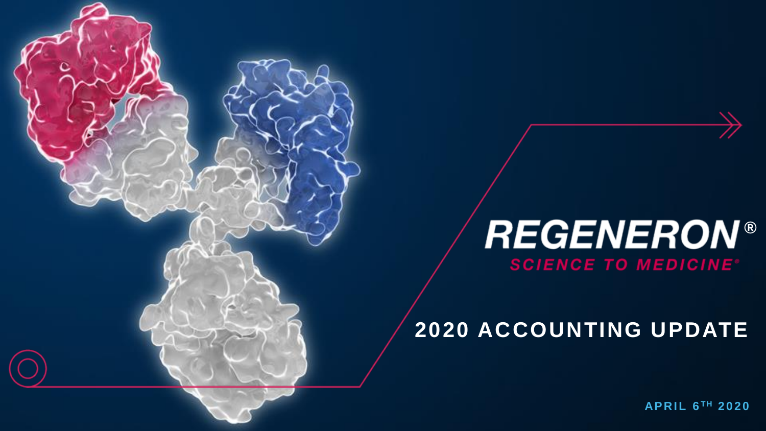# REGENERON®

**SCIENCE TO MEDICINE®**

## 2020 ACCOUNTING UPDATE

APRIL 6TH 2020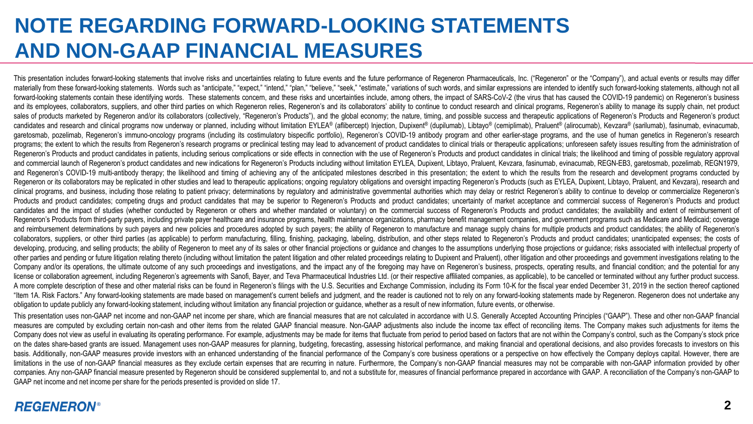# NOTE REGARDING FORWARD-LOOKING STATEMENTS AND NON-GAAP FINANCIAL MEASURES

This presentation includes forward-looking statements that involve risks and uncertainties relating to future events and the future performance of Regeneron Pharmaceuticals, Inc. ("Regeneron" or the "Company"), and actual events or results may differ materially from these forward-looking statements. Words such as "anticipate," "expect," "intend," "plan," "believe," "seek," "estimate," variations of such words, and similar expressions are intended to identify such forward-looking statements, although not all forward-looking statements contain these identifying words. These statements concern, and these risks and uncertainties include, among others, the impact of SARS-CoV-2 (the virus that has caused the COVID-19 pandemic) on Regeneron's business and its employees, collaborators, suppliers, and other third parties on which Regeneron relies, Regeneron's and its collaborators' ability to continue to conduct research and clinical programs, Regeneron's ability to manage its supply chain, net product sales of products marketed by Regeneron and/or its collaborators (collectively, "Regeneron's Products"), and the global economy; the nature, timing, and possible success and therapeutic applications of Regeneron's Products and Regeneron's product candidates and research and clinical programs now underway or planned, including without limitation EYLEA® (aflibercept) Injection, Dupixent® (dupilumab), Libtayo® (cemiplimab), Praluent® (alirocumab), Kevzara® (sarilumab), fasinumab, evinacumab, garetosmab, pozelimab, Regeneron's immuno-oncology programs (including its costimulatory bispecific portfolio), Regeneron's COVID-19 antibody program and other earlier-stage programs, and the use of human genetics in Regeneron's research programs; the extent to which the results from Regeneron's research programs or preclinical testing may lead to advancement of product candidates to clinical trials or therapeutic applications; unforeseen safety issues resulting from the administration of Regeneron's Products and product candidates in patients, including serious complications or side effects in connection with the use of Regeneron's Products and product candidates in clinical trials; the likelihood and timing of possible regulatory approval and commercial launch of Regeneron's product candidates and new indications for Regeneron's Products including without limitation EYLEA, Dupixent, Libtayo, Praluent, Kevzara, fasinumab, evinacumab, REGN-EB3, garetosmab, pozelimab, REGN1979, and Regeneron's COVID-19 multi-antibody therapy; the likelihood and timing of achieving any of the anticipated milestones described in this presentation; the extent to which the results from the research and development programs conducted by Regeneron or its collaborators may be replicated in other studies and lead to therapeutic applications; ongoing regulatory obligations and oversight impacting Regeneron's Products (such as EYLEA, Dupixent, Libtayo, Praluent, and Kevzara), research and clinical programs, and business, including those relating to patient privacy; determinations by regulatory and administrative governmental authorities which may delay or restrict Regeneron's ability to continue to develop or commercialize Regeneron's Products and product candidates; competing drugs and product candidates that may be superior to Regeneron's Products and product candidates; uncertainty of market acceptance and commercial success of Regeneron's Products and product candidates and the impact of studies (whether conducted by Regeneron or others and whether mandated or voluntary) on the commercial success of Regeneron's Products and product candidates; the availability and extent of reimbursement of Regeneron's Products from third-party payers, including private payer healthcare and insurance programs, health maintenance organizations, pharmacy benefit management companies, and government programs such as Medicare and Medicaid; coverage and reimbursement determinations by such payers and new policies and procedures adopted by such payers; the ability of Regeneron to manufacture and manage supply chains for multiple products and product candidates; the ability of Regeneron's collaborators, suppliers, or other third parties (as applicable) to perform manufacturing, filling, finishing, packaging, labeling, distribution, and other steps related to Regeneron's Products and product candidates; unanticipated expenses; the costs of developing, producing, and selling products; the ability of Regeneron to meet any of its sales or other financial projections or guidance and changes to the assumptions underlying those projections or guidance; risks associated with intellectual property of other parties and pending or future litigation relating thereto (including without limitation the patent litigation and other related proceedings relating to Dupixent and Praluent), other litigation and other proceedings and government investigations relating to the Company and/or its operations, the ultimate outcome of any such proceedings and investigations, and the impact any of the foregoing may have on Regeneron's business, prospects, operating results, and financial condition; and the potential for any license or collaboration agreement, including Regeneron's agreements with Sanofi, Bayer, and Teva Pharmaceutical Industries Ltd. (or their respective affiliated companies, as applicable), to be cancelled or terminated without any further product success. A more complete description of these and other material risks can be found in Regeneron's filings with the U.S. Securities and Exchange Commission, including its Form 10-K for the fiscal year ended December 31, 2019 in the section thereof captioned "Item 1A. Risk Factors." Any forward-looking statements are made based on management's current beliefs and judgment, and the reader is cautioned not to rely on any forward-looking statements made by Regeneron. Regeneron does not undertake any obligation to update publicly any forward-looking statement, including without limitation any financial projection or guidance, whether as a result of new information, future events, or otherwise.

This presentation uses non-GAAP net income and non-GAAP net income per share, which are financial measures that are not calculated in accordance with U.S. Generally Accepted Accounting Principles ("GAAP"). These and other non-GAAP financial measures are computed by excluding certain non-cash and other items from the related GAAP financial measure. Non-GAAP adjustments also include the income tax effect of reconciling items. The Company makes such adjustments for items the Company does not view as useful in evaluating its operating performance. For example, adjustments may be made for items that fluctuate from period to period based on factors that are not within the Company's control, such as the Company's stock price on the dates share-based grants are issued. Management uses non-GAAP measures for planning, budgeting, forecasting, assessing historical performance, and making financial and operational decisions, and also provides forecasts to investors on this basis. Additionally, non-GAAP measures provide investors with an enhanced understanding of the financial performance of the Company's core business operations or a perspective on how effectively the Company deploys capital. However, there are limitations in the use of non-GAAP financial measures as they exclude certain expenses that are recurring in nature. Furthermore, the Company's non-GAAP financial measures may not be comparable with non-GAAP information provided by other companies. Any non-GAAP financial measure presented by Regeneron should be considered supplemental to, and not a substitute for, measures of financial performance prepared in accordance with GAAP. A reconciliation of the Company's non-GAAP to GAAP net income and net income per share for the periods presented is provided on slide 17.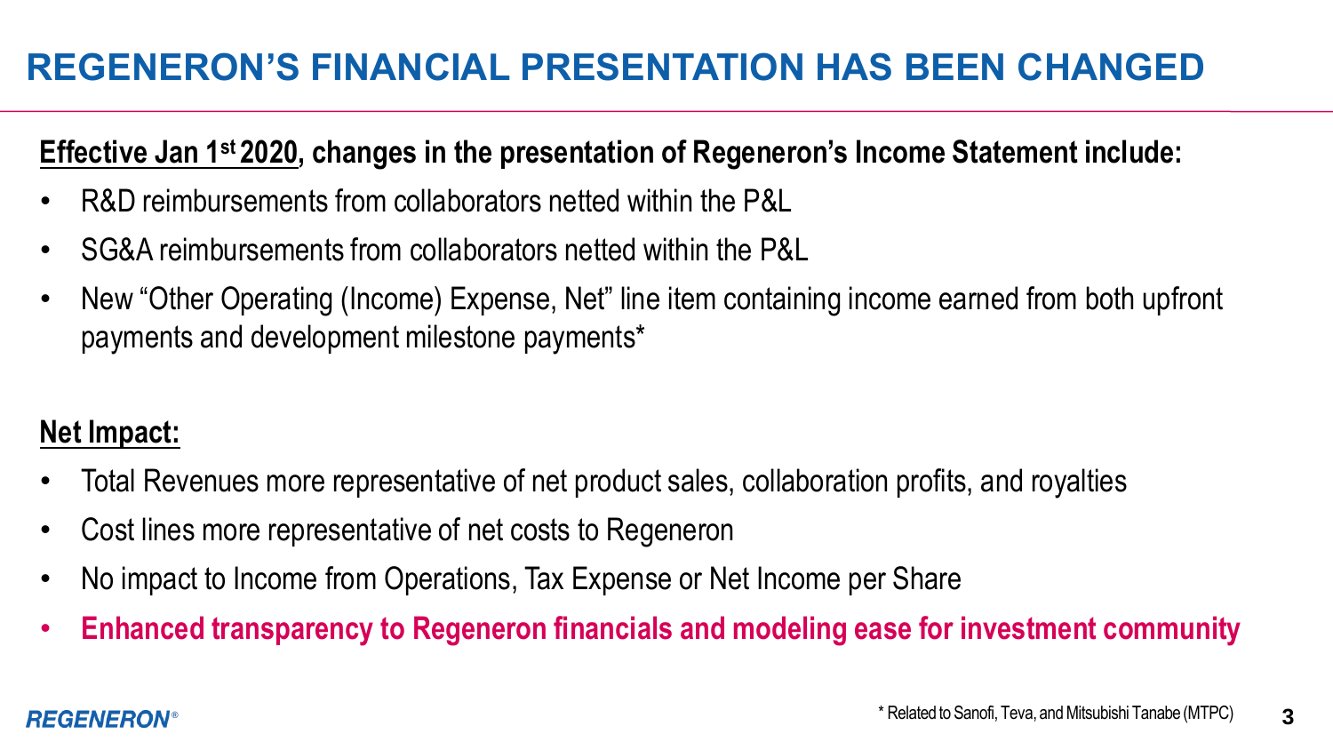# REGENERON'S FINANCIAL PRESENTATION HAS BEEN CHANGED

**Effective Jan 1st 2020, changes in the presentation of Regeneron's Income Statement include:**

- R&D reimbursements from collaborators netted within the P&L
- SG&A reimbursements from collaborators netted within the P&L
- New "Other Operating (Income) Expense, Net" line item containing income earned from both upfront payments and development milestone payments*

**Net Impact:**

- Total Revenues more representative of net product sales, collaboration profits, and royalties
- Cost lines more representative of net costs to Regeneron
- No impact to Income from Operations, Tax Expense or Net Income per Share
- **Enhanced transparency to Regeneron financials and modeling ease for investment community**

* Related to Sanofi, Teva, and Mitsubishi Tanabe (MTPC)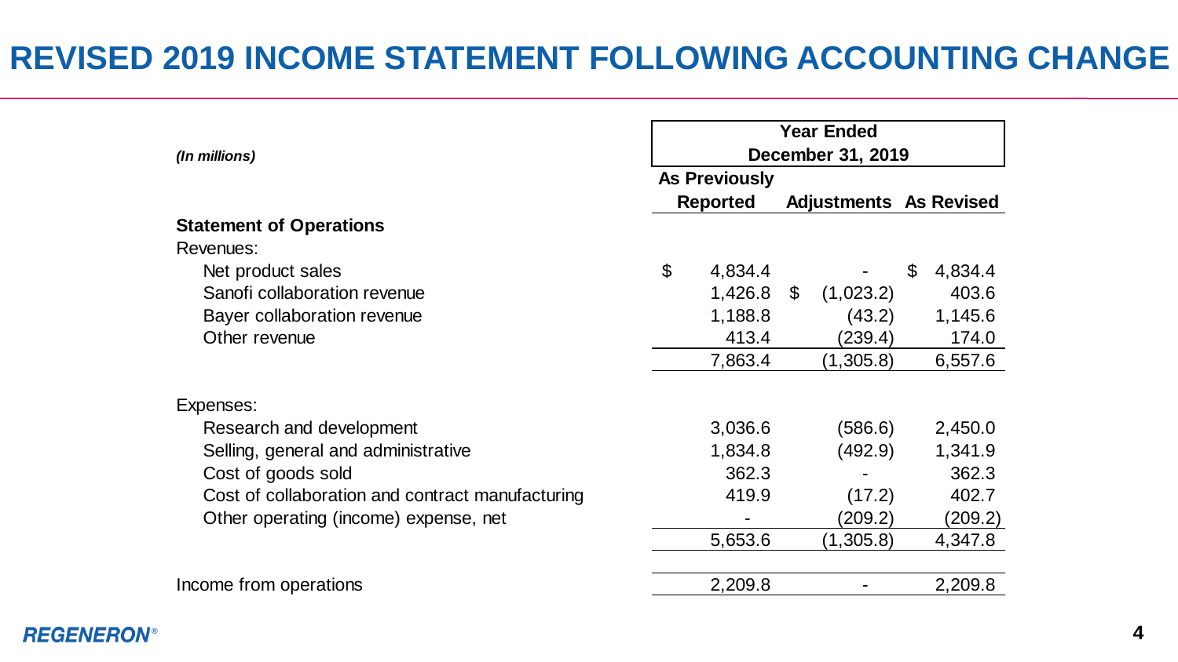# REVISED 2019 INCOME STATEMENT FOLLOWING ACCOUNTING CHANGE

| *(In millions)* | Year Ended December 31, 2019 | | |
|---|---|---|---|
| | As Previously Reported | Adjustments | As Revised |
| **Statement of Operations** | | | |
| Revenues: | | | |
| Net product sales | $ 4,834.4 | - | $ 4,834.4 |
| Sanofi collaboration revenue | 1,426.8 | $ (1,023.2) | 403.6 |
| Bayer collaboration revenue | 1,188.8 | (43.2) | 1,145.6 |
| Other revenue | 413.4 | (239.4) | 174.0 |
| | 7,863.4 | (1,305.8) | 6,557.6 |
| Expenses: | | | |
| Research and development | 3,036.6 | (586.6) | 2,450.0 |
| Selling, general and administrative | 1,834.8 | (492.9) | 1,341.9 |
| Cost of goods sold | 362.3 | - | 362.3 |
| Cost of collaboration and contract manufacturing | 419.9 | (17.2) | 402.7 |
| Other operating (income) expense, net | - | (209.2) | (209.2) |
| | 5,653.6 | (1,305.8) | 4,347.8 |
| Income from operations | 2,209.8 | - | 2,209.8 |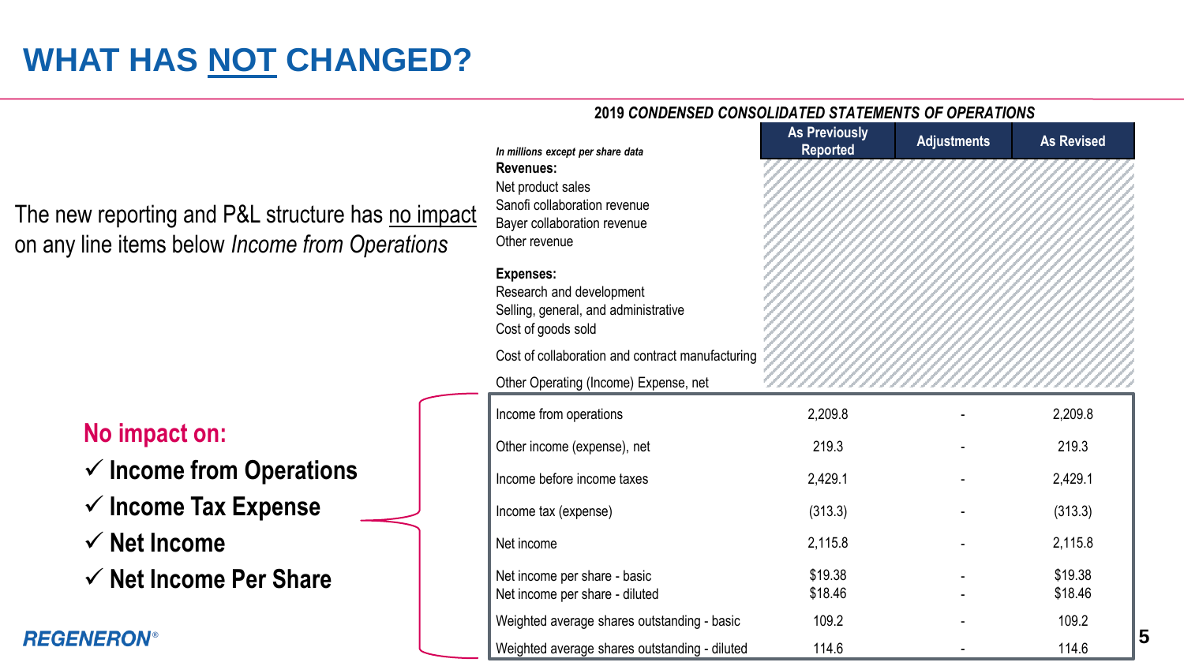# WHAT HAS NOT CHANGED?

The new reporting and P&L structure has no impact on any line items below *Income from Operations*

**No impact on:**

- ✓ **Income from Operations**
- ✓ **Income Tax Expense**
- ✓ **Net Income**
- ✓ **Net Income Per Share**

**2019 *CONDENSED CONSOLIDATED STATEMENTS OF OPERATIONS***

| *In millions except per share data* | As Previously Reported | Adjustments | As Revised |
|---|---|---|---|
| **Revenues:** | | | |
| Net product sales | | | |
| Sanofi collaboration revenue | | | |
| Bayer collaboration revenue | | | |
| Other revenue | | | |
| **Expenses:** | | | |
| Research and development | | | |
| Selling, general, and administrative | | | |
| Cost of goods sold | | | |
| Cost of collaboration and contract manufacturing | | | |
| Other Operating (Income) Expense, net | | | |
| Income from operations | 2,209.8 | - | 2,209.8 |
| Other income (expense), net | 219.3 | - | 219.3 |
| Income before income taxes | 2,429.1 | - | 2,429.1 |
| Income tax (expense) | (313.3) | - | (313.3) |
| Net income | 2,115.8 | - | 2,115.8 |
| Net income per share - basic | $19.38 | - | $19.38 |
| Net income per share - diluted | $18.46 | - | $18.46 |
| Weighted average shares outstanding - basic | 109.2 | - | 109.2 |
| Weighted average shares outstanding - diluted | 114.6 | - | 114.6 |

REGENERON®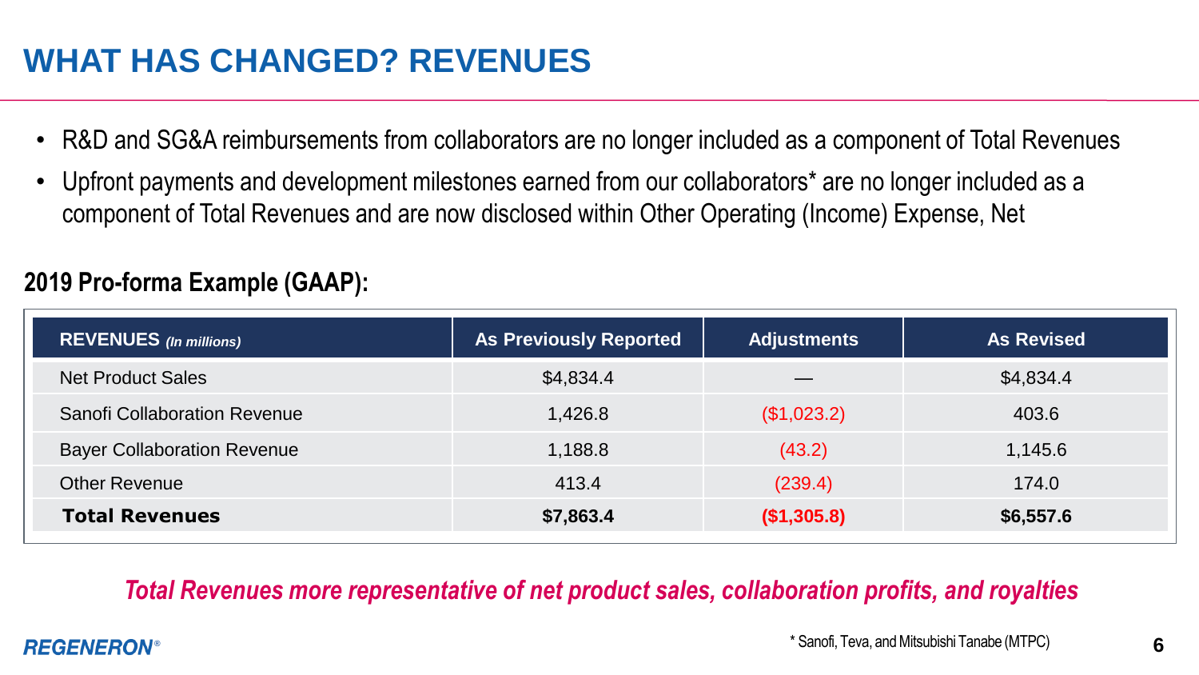# WHAT HAS CHANGED? REVENUES

- R&D and SG&A reimbursements from collaborators are no longer included as a component of Total Revenues
- Upfront payments and development milestones earned from our collaborators* are no longer included as a component of Total Revenues and are now disclosed within Other Operating (Income) Expense, Net

**2019 Pro-forma Example (GAAP):**

| REVENUES *(In millions)* | As Previously Reported | Adjustments | As Revised |
|---|---|---|---|
| Net Product Sales | $4,834.4 | — | $4,834.4 |
| Sanofi Collaboration Revenue | 1,426.8 | ($1,023.2) | 403.6 |
| Bayer Collaboration Revenue | 1,188.8 | (43.2) | 1,145.6 |
| Other Revenue | 413.4 | (239.4) | 174.0 |
| **Total Revenues** | **$7,863.4** | **($1,305.8)** | **$6,557.6** |

***Total Revenues more representative of net product sales, collaboration profits, and royalties***

\* Sanofi, Teva, and Mitsubishi Tanabe (MTPC)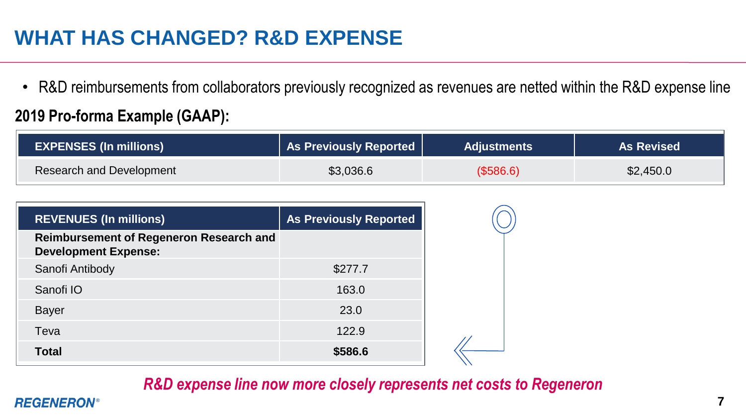# WHAT HAS CHANGED? R&D EXPENSE

- R&D reimbursements from collaborators previously recognized as revenues are netted within the R&D expense line

**2019 Pro-forma Example (GAAP):**

| EXPENSES (In millions) | As Previously Reported | Adjustments | As Revised |
|---|---|---|---|
| Research and Development | $3,036.6 | ($586.6) | $2,450.0 |

| REVENUES (In millions) | As Previously Reported |
|---|---|
| **Reimbursement of Regeneron Research and Development Expense:** | |
| Sanofi Antibody | $277.7 |
| Sanofi IO | 163.0 |
| Bayer | 23.0 |
| Teva | 122.9 |
| **Total** | **$586.6** |

***R&D expense line now more closely represents net costs to Regeneron***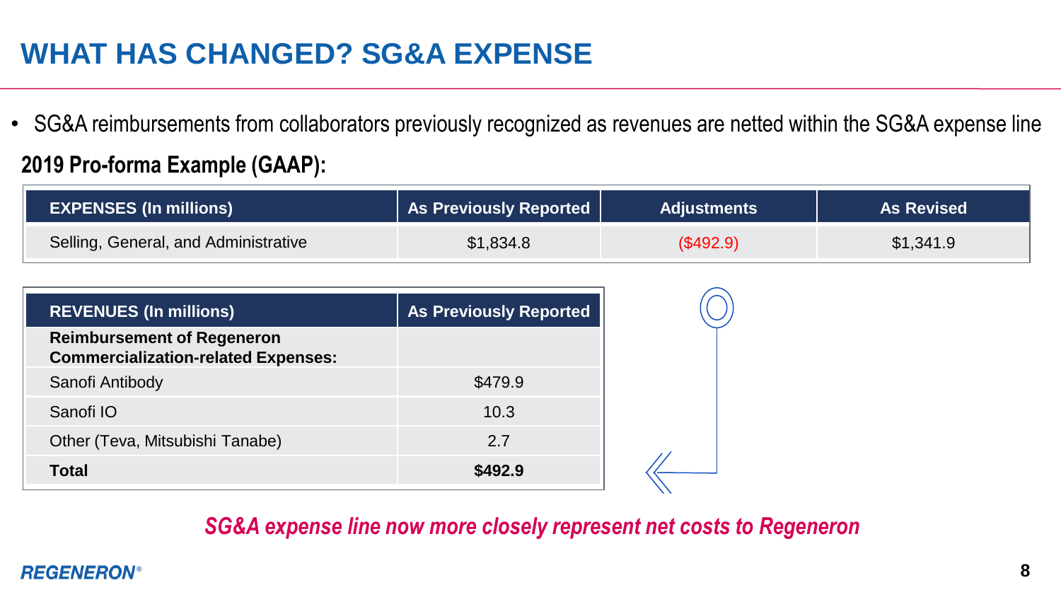# WHAT HAS CHANGED? SG&A EXPENSE

- SG&A reimbursements from collaborators previously recognized as revenues are netted within the SG&A expense line

**2019 Pro-forma Example (GAAP):**

| EXPENSES (In millions) | As Previously Reported | Adjustments | As Revised |
|---|---|---|---|
| Selling, General, and Administrative | $1,834.8 | ($492.9) | $1,341.9 |

| REVENUES (In millions) | As Previously Reported |
|---|---|
| **Reimbursement of Regeneron Commercialization-related Expenses:** | |
| Sanofi Antibody | $479.9 |
| Sanofi IO | 10.3 |
| Other (Teva, Mitsubishi Tanabe) | 2.7 |
| **Total** | **$492.9** |

***SG&A expense line now more closely represent net costs to Regeneron***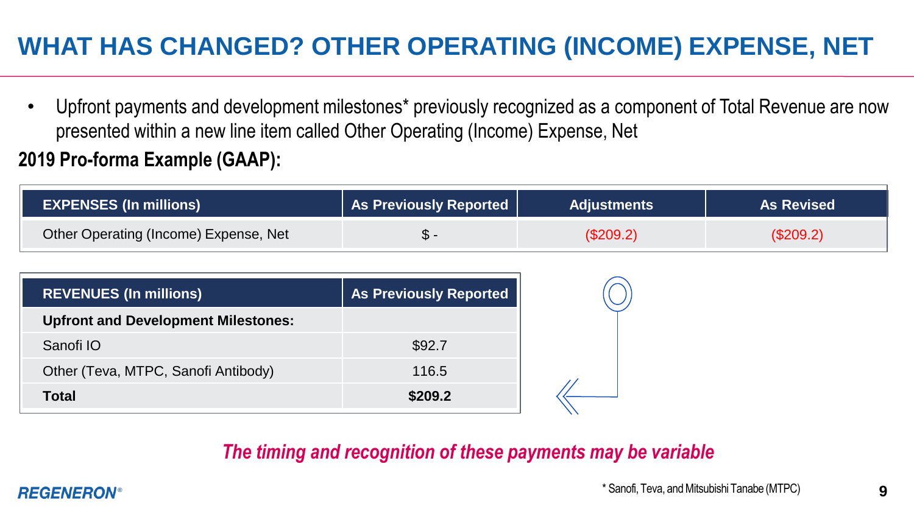# WHAT HAS CHANGED? OTHER OPERATING (INCOME) EXPENSE, NET

- Upfront payments and development milestones* previously recognized as a component of Total Revenue are now presented within a new line item called Other Operating (Income) Expense, Net

**2019 Pro-forma Example (GAAP):**

| EXPENSES (In millions) | As Previously Reported | Adjustments | As Revised |
|---|---|---|---|
| Other Operating (Income) Expense, Net | $ - | ($209.2) | ($209.2) |

| REVENUES (In millions) | As Previously Reported |
|---|---|
| **Upfront and Development Milestones:** | |
| Sanofi IO | $92.7 |
| Other (Teva, MTPC, Sanofi Antibody) | 116.5 |
| **Total** | **$209.2** |

***The timing and recognition of these payments may be variable***

\* Sanofi, Teva, and Mitsubishi Tanabe (MTPC)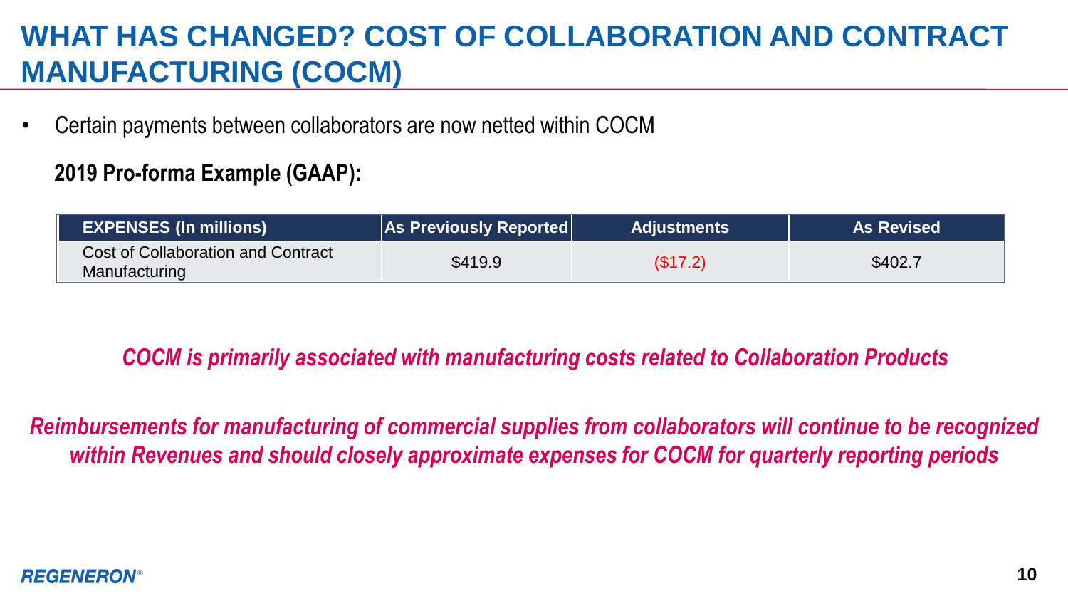# WHAT HAS CHANGED? COST OF COLLABORATION AND CONTRACT MANUFACTURING (COCM)

- Certain payments between collaborators are now netted within COCM

**2019 Pro-forma Example (GAAP):**

| EXPENSES (In millions) | As Previously Reported | Adjustments | As Revised |
|---|---|---|---|
| Cost of Collaboration and Contract Manufacturing | $419.9 | ($17.2) | $402.7 |

***COCM is primarily associated with manufacturing costs related to Collaboration Products***

***Reimbursements for manufacturing of commercial supplies from collaborators will continue to be recognized within Revenues and should closely approximate expenses for COCM for quarterly reporting periods***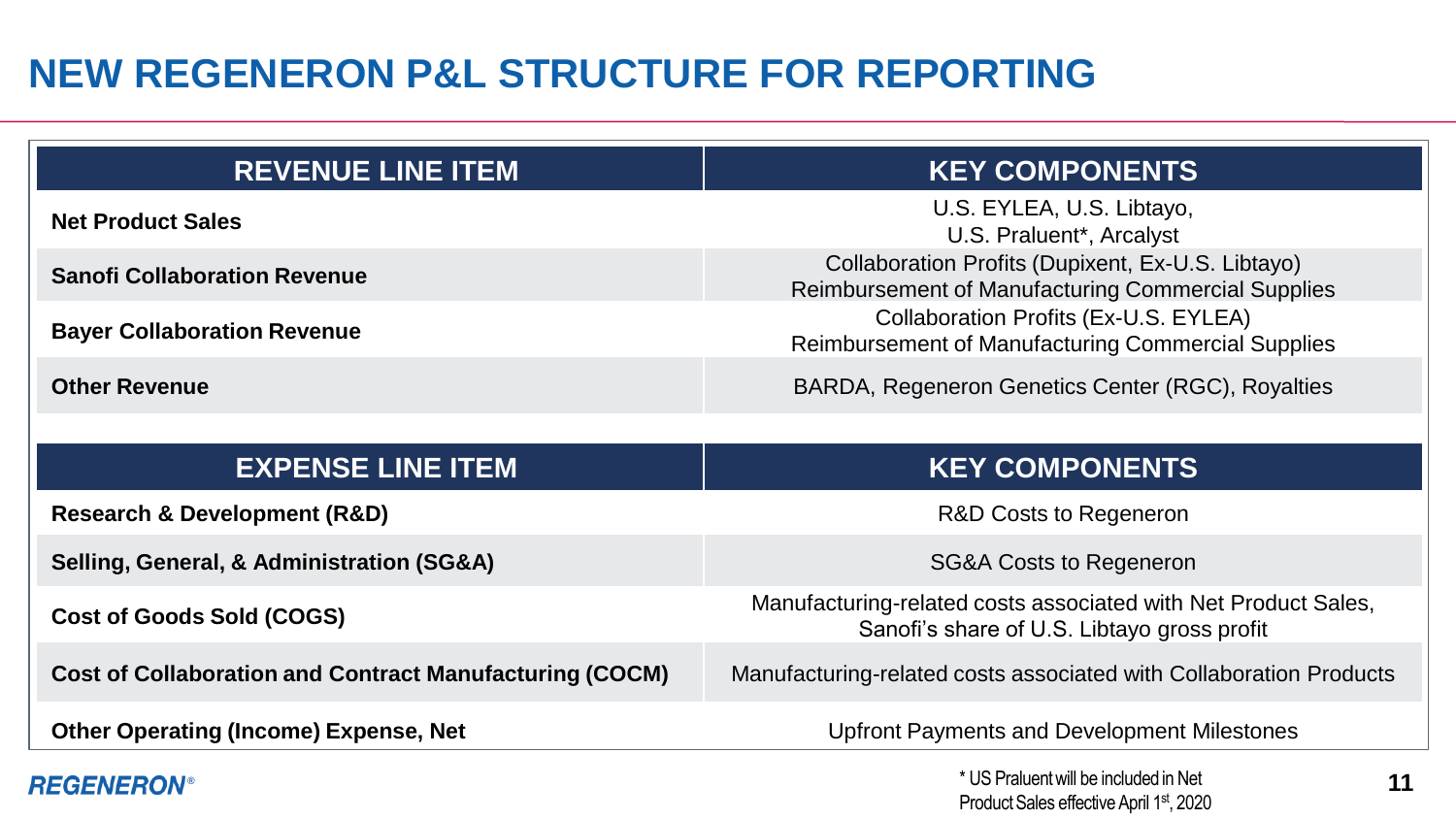# NEW REGENERON P&L STRUCTURE FOR REPORTING

| REVENUE LINE ITEM | KEY COMPONENTS |
|---|---|
| **Net Product Sales** | U.S. EYLEA, U.S. Libtayo, U.S. Praluent*, Arcalyst |
| **Sanofi Collaboration Revenue** | Collaboration Profits (Dupixent, Ex-U.S. Libtayo) Reimbursement of Manufacturing Commercial Supplies |
| **Bayer Collaboration Revenue** | Collaboration Profits (Ex-U.S. EYLEA) Reimbursement of Manufacturing Commercial Supplies |
| **Other Revenue** | BARDA, Regeneron Genetics Center (RGC), Royalties |

| EXPENSE LINE ITEM | KEY COMPONENTS |
|---|---|
| **Research & Development (R&D)** | R&D Costs to Regeneron |
| **Selling, General, & Administration (SG&A)** | SG&A Costs to Regeneron |
| **Cost of Goods Sold (COGS)** | Manufacturing-related costs associated with Net Product Sales, Sanofi's share of U.S. Libtayo gross profit |
| **Cost of Collaboration and Contract Manufacturing (COCM)** | Manufacturing-related costs associated with Collaboration Products |
| **Other Operating (Income) Expense, Net** | Upfront Payments and Development Milestones |

* US Praluent will be included in Net Product Sales effective April 1st, 2020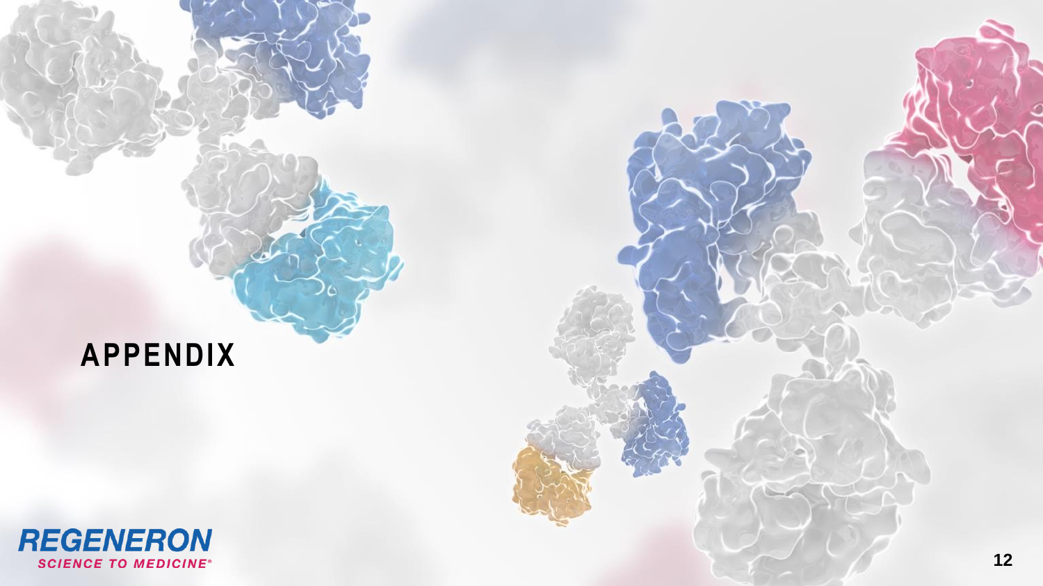# APPENDIX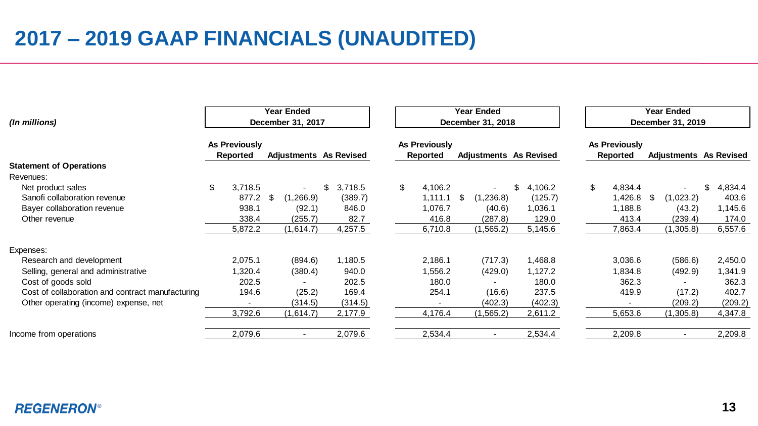# 2017 – 2019 GAAP FINANCIALS (UNAUDITED)

| *(In millions)* | Year Ended December 31, 2017 | | | Year Ended December 31, 2018 | | | Year Ended December 31, 2019 | | |
|---|---|---|---|---|---|---|---|---|---|
| | As Previously Reported | Adjustments | As Revised | As Previously Reported | Adjustments | As Revised | As Previously Reported | Adjustments | As Revised |
| **Statement of Operations** | | | | | | | | | |
| Revenues: | | | | | | | | | |
| Net product sales | $ 3,718.5 | - | $ 3,718.5 | $ 4,106.2 | - | $ 4,106.2 | $ 4,834.4 | - | $ 4,834.4 |
| Sanofi collaboration revenue | 877.2 | $ (1,266.9) | (389.7) | 1,111.1 | $ (1,236.8) | (125.7) | 1,426.8 | $ (1,023.2) | 403.6 |
| Bayer collaboration revenue | 938.1 | (92.1) | 846.0 | 1,076.7 | (40.6) | 1,036.1 | 1,188.8 | (43.2) | 1,145.6 |
| Other revenue | 338.4 | (255.7) | 82.7 | 416.8 | (287.8) | 129.0 | 413.4 | (239.4) | 174.0 |
| | 5,872.2 | (1,614.7) | 4,257.5 | 6,710.8 | (1,565.2) | 5,145.6 | 7,863.4 | (1,305.8) | 6,557.6 |
| Expenses: | | | | | | | | | |
| Research and development | 2,075.1 | (894.6) | 1,180.5 | 2,186.1 | (717.3) | 1,468.8 | 3,036.6 | (586.6) | 2,450.0 |
| Selling, general and administrative | 1,320.4 | (380.4) | 940.0 | 1,556.2 | (429.0) | 1,127.2 | 1,834.8 | (492.9) | 1,341.9 |
| Cost of goods sold | 202.5 | - | 202.5 | 180.0 | - | 180.0 | 362.3 | - | 362.3 |
| Cost of collaboration and contract manufacturing | 194.6 | (25.2) | 169.4 | 254.1 | (16.6) | 237.5 | 419.9 | (17.2) | 402.7 |
| Other operating (income) expense, net | - | (314.5) | (314.5) | - | (402.3) | (402.3) | - | (209.2) | (209.2) |
| | 3,792.6 | (1,614.7) | 2,177.9 | 4,176.4 | (1,565.2) | 2,611.2 | 5,653.6 | (1,305.8) | 4,347.8 |
| Income from operations | 2,079.6 | - | 2,079.6 | 2,534.4 | - | 2,534.4 | 2,209.8 | - | 2,209.8 |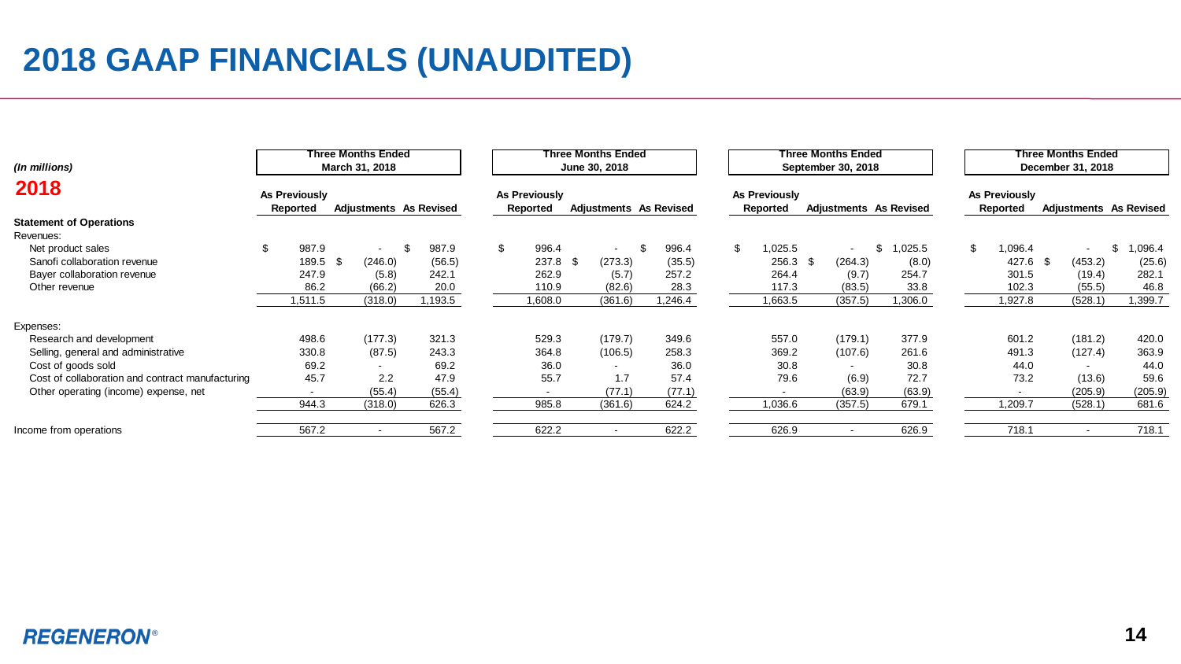# 2018 GAAP FINANCIALS (UNAUDITED)

| *(In millions)* **2018** | Three Months Ended March 31, 2018 | | | Three Months Ended June 30, 2018 | | | Three Months Ended September 30, 2018 | | | Three Months Ended December 31, 2018 | | |
|---|---|---|---|---|---|---|---|---|---|---|---|---|
| | As Previously Reported | Adjustments | As Revised | As Previously Reported | Adjustments | As Revised | As Previously Reported | Adjustments | As Revised | As Previously Reported | Adjustments | As Revised |
| **Statement of Operations** | | | | | | | | | | | | |
| Revenues: | | | | | | | | | | | | |
| Net product sales | $ 987.9 | - | $ 987.9 | $ 996.4 | - | $ 996.4 | $ 1,025.5 | - | $ 1,025.5 | $ 1,096.4 | - | $ 1,096.4 |
| Sanofi collaboration revenue | 189.5 | $ (246.0) | (56.5) | 237.8 | $ (273.3) | (35.5) | 256.3 | $ (264.3) | (8.0) | 427.6 | $ (453.2) | (25.6) |
| Bayer collaboration revenue | 247.9 | (5.8) | 242.1 | 262.9 | (5.7) | 257.2 | 264.4 | (9.7) | 254.7 | 301.5 | (19.4) | 282.1 |
| Other revenue | 86.2 | (66.2) | 20.0 | 110.9 | (82.6) | 28.3 | 117.3 | (83.5) | 33.8 | 102.3 | (55.5) | 46.8 |
| | 1,511.5 | (318.0) | 1,193.5 | 1,608.0 | (361.6) | 1,246.4 | 1,663.5 | (357.5) | 1,306.0 | 1,927.8 | (528.1) | 1,399.7 |
| Expenses: | | | | | | | | | | | | |
| Research and development | 498.6 | (177.3) | 321.3 | 529.3 | (179.7) | 349.6 | 557.0 | (179.1) | 377.9 | 601.2 | (181.2) | 420.0 |
| Selling, general and administrative | 330.8 | (87.5) | 243.3 | 364.8 | (106.5) | 258.3 | 369.2 | (107.6) | 261.6 | 491.3 | (127.4) | 363.9 |
| Cost of goods sold | 69.2 | - | 69.2 | 36.0 | - | 36.0 | 30.8 | - | 30.8 | 44.0 | - | 44.0 |
| Cost of collaboration and contract manufacturing | 45.7 | 2.2 | 47.9 | 55.7 | 1.7 | 57.4 | 79.6 | (6.9) | 72.7 | 73.2 | (13.6) | 59.6 |
| Other operating (income) expense, net | - | (55.4) | (55.4) | - | (77.1) | (77.1) | - | (63.9) | (63.9) | - | (205.9) | (205.9) |
| | 944.3 | (318.0) | 626.3 | 985.8 | (361.6) | 624.2 | 1,036.6 | (357.5) | 679.1 | 1,209.7 | (528.1) | 681.6 |
| Income from operations | 567.2 | - | 567.2 | 622.2 | - | 622.2 | 626.9 | - | 626.9 | 718.1 | - | 718.1 |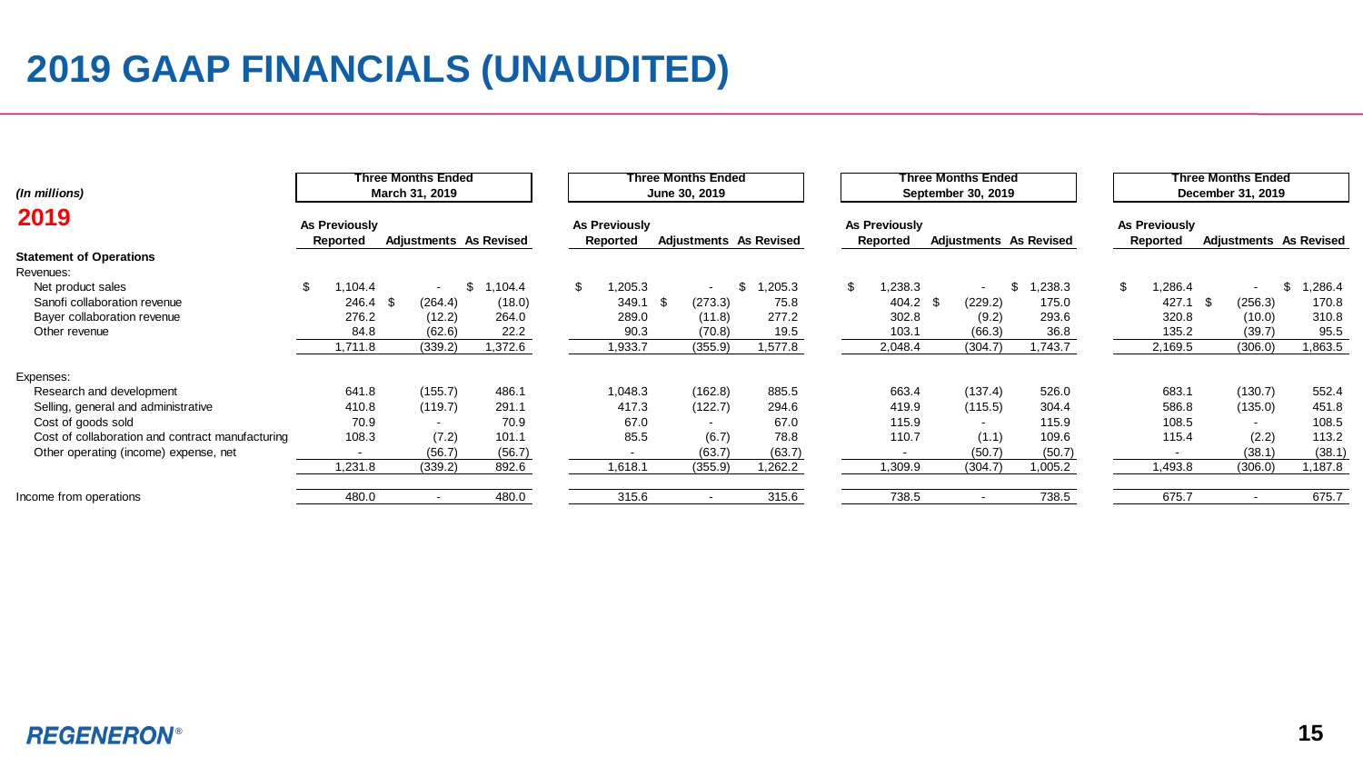# 2019 GAAP FINANCIALS (UNAUDITED)

| (In millions) | Three Months Ended March 31, 2019 | | | Three Months Ended June 30, 2019 | | | Three Months Ended September 30, 2019 | | | Three Months Ended December 31, 2019 | | |
|---|---|---|---|---|---|---|---|---|---|---|---|---|
| **2019** | As Previously Reported | Adjustments | As Revised | As Previously Reported | Adjustments | As Revised | As Previously Reported | Adjustments | As Revised | As Previously Reported | Adjustments | As Revised |
| **Statement of Operations** | | | | | | | | | | | | |
| Revenues: | | | | | | | | | | | | |
| Net product sales | $ 1,104.4 | - | $ 1,104.4 | $ 1,205.3 | - | $ 1,205.3 | $ 1,238.3 | - | $ 1,238.3 | $ 1,286.4 | - | $ 1,286.4 |
| Sanofi collaboration revenue | 246.4 | $ (264.4) | (18.0) | 349.1 | $ (273.3) | 75.8 | 404.2 | $ (229.2) | 175.0 | 427.1 | $ (256.3) | 170.8 |
| Bayer collaboration revenue | 276.2 | (12.2) | 264.0 | 289.0 | (11.8) | 277.2 | 302.8 | (9.2) | 293.6 | 320.8 | (10.0) | 310.8 |
| Other revenue | 84.8 | (62.6) | 22.2 | 90.3 | (70.8) | 19.5 | 103.1 | (66.3) | 36.8 | 135.2 | (39.7) | 95.5 |
| | 1,711.8 | (339.2) | 1,372.6 | 1,933.7 | (355.9) | 1,577.8 | 2,048.4 | (304.7) | 1,743.7 | 2,169.5 | (306.0) | 1,863.5 |
| Expenses: | | | | | | | | | | | | |
| Research and development | 641.8 | (155.7) | 486.1 | 1,048.3 | (162.8) | 885.5 | 663.4 | (137.4) | 526.0 | 683.1 | (130.7) | 552.4 |
| Selling, general and administrative | 410.8 | (119.7) | 291.1 | 417.3 | (122.7) | 294.6 | 419.9 | (115.5) | 304.4 | 586.8 | (135.0) | 451.8 |
| Cost of goods sold | 70.9 | - | 70.9 | 67.0 | - | 67.0 | 115.9 | - | 115.9 | 108.5 | - | 108.5 |
| Cost of collaboration and contract manufacturing | 108.3 | (7.2) | 101.1 | 85.5 | (6.7) | 78.8 | 110.7 | (1.1) | 109.6 | 115.4 | (2.2) | 113.2 |
| Other operating (income) expense, net | - | (56.7) | (56.7) | - | (63.7) | (63.7) | - | (50.7) | (50.7) | - | (38.1) | (38.1) |
| | 1,231.8 | (339.2) | 892.6 | 1,618.1 | (355.9) | 1,262.2 | 1,309.9 | (304.7) | 1,005.2 | 1,493.8 | (306.0) | 1,187.8 |
| Income from operations | 480.0 | - | 480.0 | 315.6 | - | 315.6 | 738.5 | - | 738.5 | 675.7 | - | 675.7 |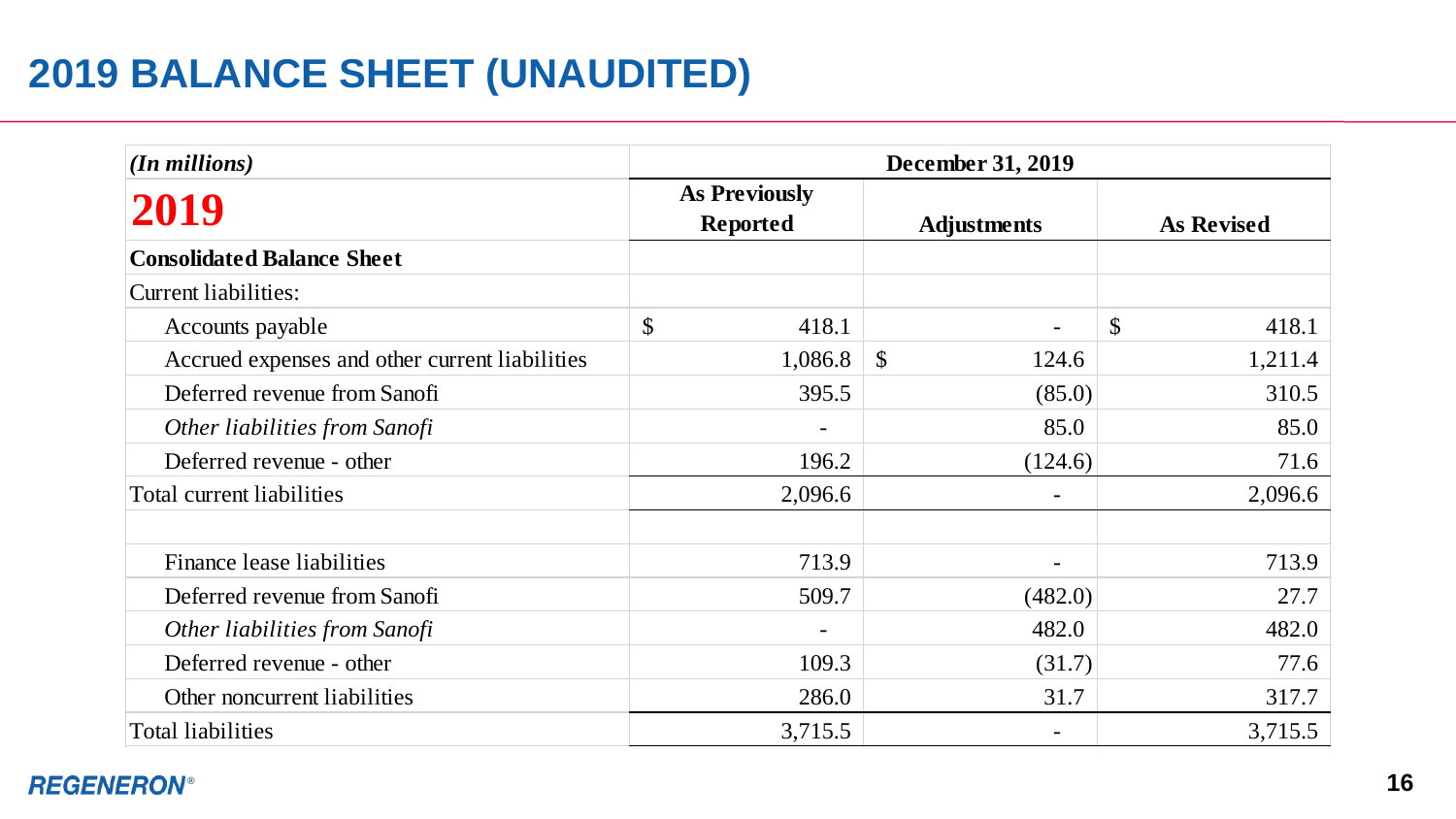# 2019 BALANCE SHEET (UNAUDITED)

| *(In millions)* | December 31, 2019 | | |
|---|---|---|---|
| **2019** | **As Previously Reported** | **Adjustments** | **As Revised** |
| **Consolidated Balance Sheet** | | | |
| Current liabilities: | | | |
| Accounts payable | $ 418.1 | - | $ 418.1 |
| Accrued expenses and other current liabilities | 1,086.8 | $ 124.6 | 1,211.4 |
| Deferred revenue from Sanofi | 395.5 | (85.0) | 310.5 |
| *Other liabilities from Sanofi* | - | 85.0 | 85.0 |
| Deferred revenue - other | 196.2 | (124.6) | 71.6 |
| Total current liabilities | 2,096.6 | - | 2,096.6 |
| | | | |
| Finance lease liabilities | 713.9 | - | 713.9 |
| Deferred revenue from Sanofi | 509.7 | (482.0) | 27.7 |
| *Other liabilities from Sanofi* | - | 482.0 | 482.0 |
| Deferred revenue - other | 109.3 | (31.7) | 77.6 |
| Other noncurrent liabilities | 286.0 | 31.7 | 317.7 |
| Total liabilities | 3,715.5 | - | 3,715.5 |

REGENERON®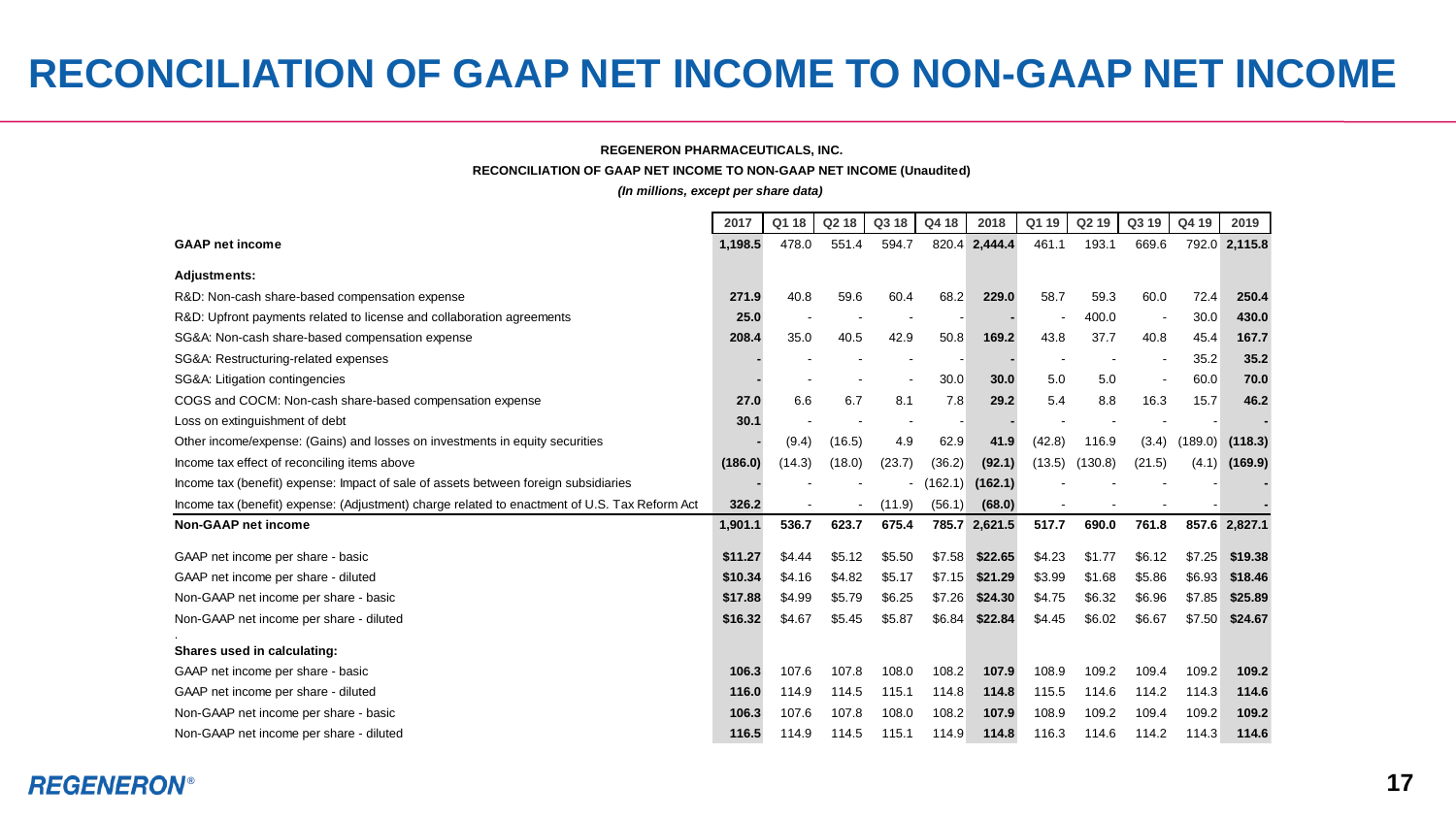# RECONCILIATION OF GAAP NET INCOME TO NON-GAAP NET INCOME

**REGENERON PHARMACEUTICALS, INC.**

**RECONCILIATION OF GAAP NET INCOME TO NON-GAAP NET INCOME (Unaudited)**

***(In millions, except per share data)***

| | 2017 | Q1 18 | Q2 18 | Q3 18 | Q4 18 | 2018 | Q1 19 | Q2 19 | Q3 19 | Q4 19 | 2019 |
|---|---|---|---|---|---|---|---|---|---|---|---|
| **GAAP net income** | **1,198.5** | 478.0 | 551.4 | 594.7 | 820.4 | **2,444.4** | 461.1 | 193.1 | 669.6 | 792.0 | **2,115.8** |
| **Adjustments:** | | | | | | | | | | | |
| R&D: Non-cash share-based compensation expense | **271.9** | 40.8 | 59.6 | 60.4 | 68.2 | **229.0** | 58.7 | 59.3 | 60.0 | 72.4 | **250.4** |
| R&D: Upfront payments related to license and collaboration agreements | **25.0** | - | - | - | - | **-** | - | 400.0 | - | 30.0 | **430.0** |
| SG&A: Non-cash share-based compensation expense | **208.4** | 35.0 | 40.5 | 42.9 | 50.8 | **169.2** | 43.8 | 37.7 | 40.8 | 45.4 | **167.7** |
| SG&A: Restructuring-related expenses | **-** | - | - | - | - | **-** | - | - | - | 35.2 | **35.2** |
| SG&A: Litigation contingencies | **-** | - | - | - | 30.0 | **30.0** | 5.0 | 5.0 | - | 60.0 | **70.0** |
| COGS and COCM: Non-cash share-based compensation expense | **27.0** | 6.6 | 6.7 | 8.1 | 7.8 | **29.2** | 5.4 | 8.8 | 16.3 | 15.7 | **46.2** |
| Loss on extinguishment of debt | **30.1** | - | - | - | - | **-** | - | - | - | - | **-** |
| Other income/expense: (Gains) and losses on investments in equity securities | **-** | (9.4) | (16.5) | 4.9 | 62.9 | **41.9** | (42.8) | 116.9 | (3.4) | (189.0) | **(118.3)** |
| Income tax effect of reconciling items above | **(186.0)** | (14.3) | (18.0) | (23.7) | (36.2) | **(92.1)** | (13.5) | (130.8) | (21.5) | (4.1) | **(169.9)** |
| Income tax (benefit) expense: Impact of sale of assets between foreign subsidiaries | **-** | - | - | - | (162.1) | **(162.1)** | - | - | - | - | **-** |
| Income tax (benefit) expense: (Adjustment) charge related to enactment of U.S. Tax Reform Act | **326.2** | - | - | (11.9) | (56.1) | **(68.0)** | - | - | - | - | **-** |
| **Non-GAAP net income** | **1,901.1** | **536.7** | **623.7** | **675.4** | **785.7** | **2,621.5** | **517.7** | **690.0** | **761.8** | **857.6** | **2,827.1** |
| GAAP net income per share - basic | **$11.27** | $4.44 | $5.12 | $5.50 | $7.58 | **$22.65** | $4.23 | $1.77 | $6.12 | $7.25 | **$19.38** |
| GAAP net income per share - diluted | **$10.34** | $4.16 | $4.82 | $5.17 | $7.15 | **$21.29** | $3.99 | $1.68 | $5.86 | $6.93 | **$18.46** |
| Non-GAAP net income per share - basic | **$17.88** | $4.99 | $5.79 | $6.25 | $7.26 | **$24.30** | $4.75 | $6.32 | $6.96 | $7.85 | **$25.89** |
| Non-GAAP net income per share - diluted | **$16.32** | $4.67 | $5.45 | $5.87 | $6.84 | **$22.84** | $4.45 | $6.02 | $6.67 | $7.50 | **$24.67** |
| **Shares used in calculating:** | | | | | | | | | | | |
| GAAP net income per share - basic | **106.3** | 107.6 | 107.8 | 108.0 | 108.2 | **107.9** | 108.9 | 109.2 | 109.4 | 109.2 | **109.2** |
| GAAP net income per share - diluted | **116.0** | 114.9 | 114.5 | 115.1 | 114.8 | **114.8** | 115.5 | 114.6 | 114.2 | 114.3 | **114.6** |
| Non-GAAP net income per share - basic | **106.3** | 107.6 | 107.8 | 108.0 | 108.2 | **107.9** | 108.9 | 109.2 | 109.4 | 109.2 | **109.2** |
| Non-GAAP net income per share - diluted | **116.5** | 114.9 | 114.5 | 115.1 | 114.9 | **114.8** | 116.3 | 114.6 | 114.2 | 114.3 | **114.6** |